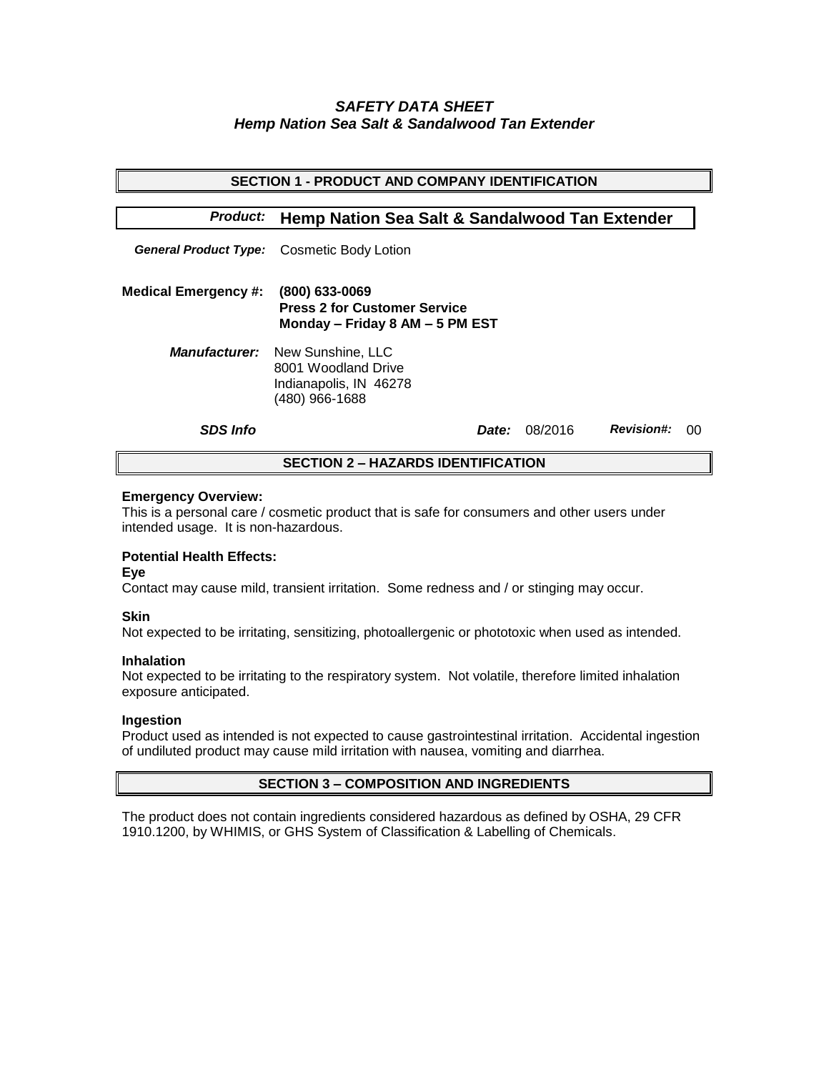# *SAFETY DATA SHEET*
# *Hemp Nation Sea Salt & Sandalwood Tan Extender*

## SECTION 1 - PRODUCT AND COMPANY IDENTIFICATION

***Product:*** **Hemp Nation Sea Salt & Sandalwood Tan Extender**

***General Product Type:*** Cosmetic Body Lotion

**Medical Emergency #:** **(800) 633-0069**
**Press 2 for Customer Service**
**Monday – Friday 8 AM – 5 PM EST**

***Manufacturer:*** New Sunshine, LLC
8001 Woodland Drive
Indianapolis, IN 46278
(480) 966-1688

***SDS Info*** ***Date:*** 08/2016 ***Revision#:*** 00

## SECTION 2 – HAZARDS IDENTIFICATION

**Emergency Overview:**
This is a personal care / cosmetic product that is safe for consumers and other users under intended usage. It is non-hazardous.

**Potential Health Effects:**

**Eye**
Contact may cause mild, transient irritation. Some redness and / or stinging may occur.

**Skin**
Not expected to be irritating, sensitizing, photoallergenic or phototoxic when used as intended.

**Inhalation**
Not expected to be irritating to the respiratory system. Not volatile, therefore limited inhalation exposure anticipated.

**Ingestion**
Product used as intended is not expected to cause gastrointestinal irritation. Accidental ingestion of undiluted product may cause mild irritation with nausea, vomiting and diarrhea.

## SECTION 3 – COMPOSITION AND INGREDIENTS

The product does not contain ingredients considered hazardous as defined by OSHA, 29 CFR 1910.1200, by WHIMIS, or GHS System of Classification & Labelling of Chemicals.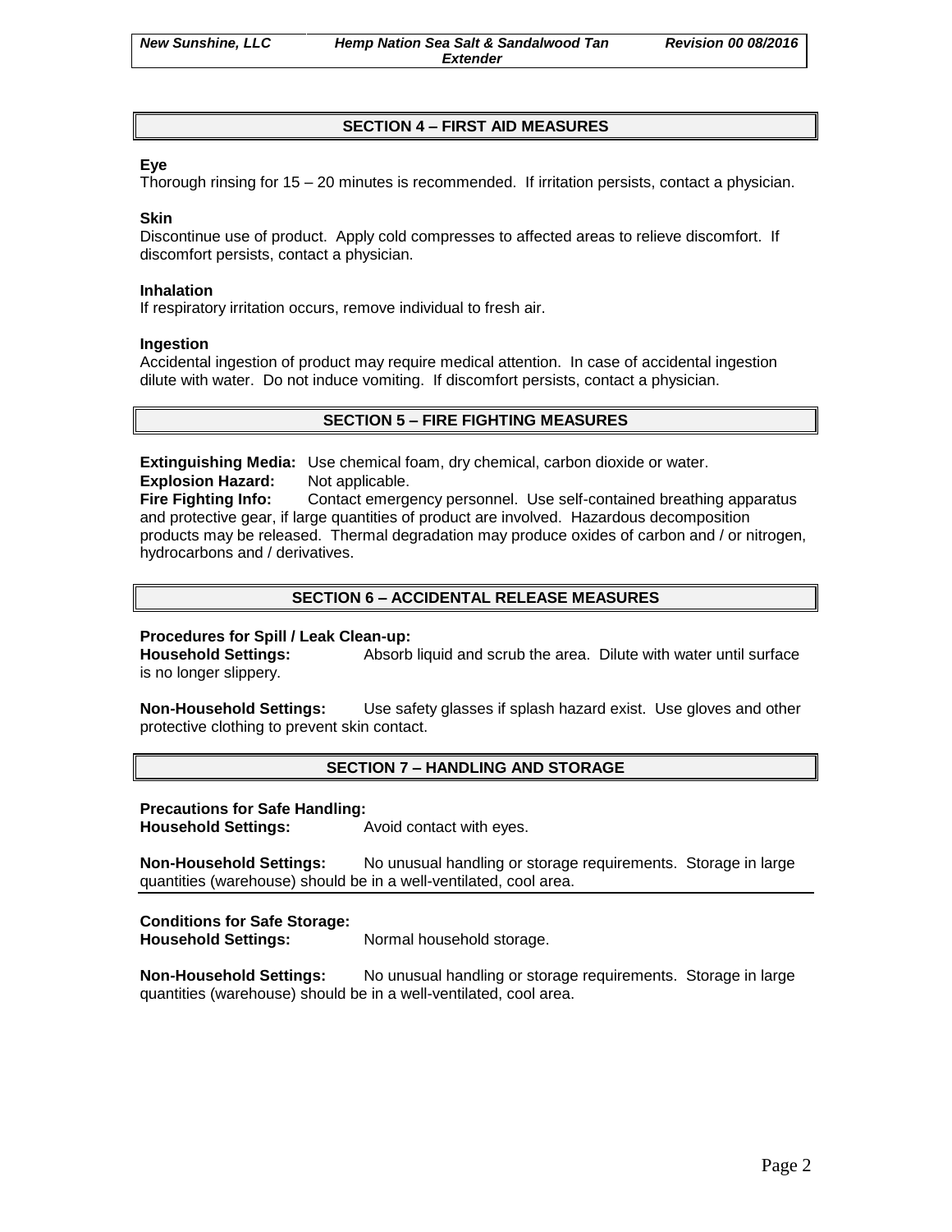## SECTION 4 – FIRST AID MEASURES

**Eye**
Thorough rinsing for 15 – 20 minutes is recommended. If irritation persists, contact a physician.

**Skin**
Discontinue use of product. Apply cold compresses to affected areas to relieve discomfort. If discomfort persists, contact a physician.

**Inhalation**
If respiratory irritation occurs, remove individual to fresh air.

**Ingestion**
Accidental ingestion of product may require medical attention. In case of accidental ingestion dilute with water. Do not induce vomiting. If discomfort persists, contact a physician.

## SECTION 5 – FIRE FIGHTING MEASURES

**Extinguishing Media:** Use chemical foam, dry chemical, carbon dioxide or water.
**Explosion Hazard:** Not applicable.
**Fire Fighting Info:** Contact emergency personnel. Use self-contained breathing apparatus and protective gear, if large quantities of product are involved. Hazardous decomposition products may be released. Thermal degradation may produce oxides of carbon and / or nitrogen, hydrocarbons and / derivatives.

## SECTION 6 – ACCIDENTAL RELEASE MEASURES

**Procedures for Spill / Leak Clean-up:**
**Household Settings:** Absorb liquid and scrub the area. Dilute with water until surface is no longer slippery.

**Non-Household Settings:** Use safety glasses if splash hazard exist. Use gloves and other protective clothing to prevent skin contact.

## SECTION 7 – HANDLING AND STORAGE

**Precautions for Safe Handling:**
**Household Settings:** Avoid contact with eyes.

**Non-Household Settings:** No unusual handling or storage requirements. Storage in large quantities (warehouse) should be in a well-ventilated, cool area.

**Conditions for Safe Storage:**
**Household Settings:** Normal household storage.

**Non-Household Settings:** No unusual handling or storage requirements. Storage in large quantities (warehouse) should be in a well-ventilated, cool area.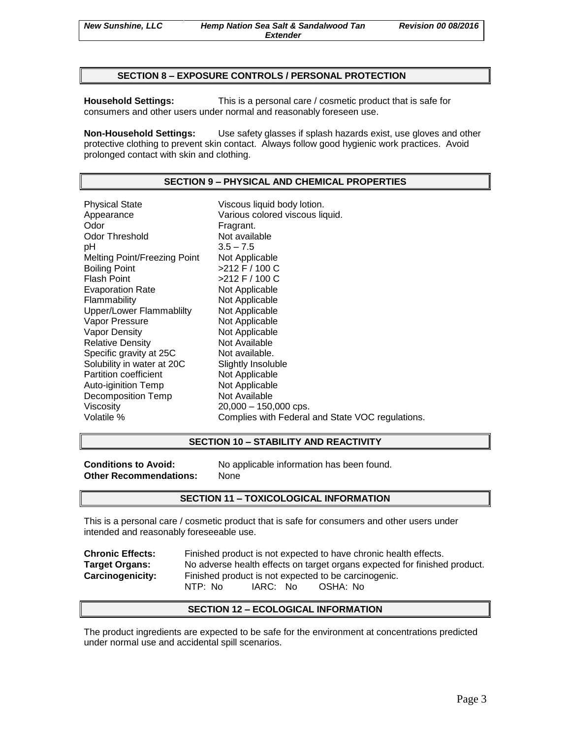## SECTION 8 – EXPOSURE CONTROLS / PERSONAL PROTECTION

**Household Settings:** This is a personal care / cosmetic product that is safe for consumers and other users under normal and reasonably foreseen use.

**Non-Household Settings:** Use safety glasses if splash hazards exist, use gloves and other protective clothing to prevent skin contact. Always follow good hygienic work practices. Avoid prolonged contact with skin and clothing.

## SECTION 9 – PHYSICAL AND CHEMICAL PROPERTIES

| | |
|---|---|
| Physical State | Viscous liquid body lotion. |
| Appearance | Various colored viscous liquid. |
| Odor | Fragrant. |
| Odor Threshold | Not available |
| pH | 3.5 – 7.5 |
| Melting Point/Freezing Point | Not Applicable |
| Boiling Point | >212 F / 100 C |
| Flash Point | >212 F / 100 C |
| Evaporation Rate | Not Applicable |
| Flammability | Not Applicable |
| Upper/Lower Flammablilty | Not Applicable |
| Vapor Pressure | Not Applicable |
| Vapor Density | Not Applicable |
| Relative Density | Not Available |
| Specific gravity at 25C | Not available. |
| Solubility in water at 20C | Slightly Insoluble |
| Partition coefficient | Not Applicable |
| Auto-iginition Temp | Not Applicable |
| Decomposition Temp | Not Available |
| Viscosity | 20,000 – 150,000 cps. |
| Volatile % | Complies with Federal and State VOC regulations. |

## SECTION 10 – STABILITY AND REACTIVITY

**Conditions to Avoid:** No applicable information has been found.
**Other Recommendations:** None

## SECTION 11 – TOXICOLOGICAL INFORMATION

This is a personal care / cosmetic product that is safe for consumers and other users under intended and reasonably foreseeable use.

**Chronic Effects:** Finished product is not expected to have chronic health effects.
**Target Organs:** No adverse health effects on target organs expected for finished product.
**Carcinogenicity:** Finished product is not expected to be carcinogenic.
NTP: No IARC: No OSHA: No

## SECTION 12 – ECOLOGICAL INFORMATION

The product ingredients are expected to be safe for the environment at concentrations predicted under normal use and accidental spill scenarios.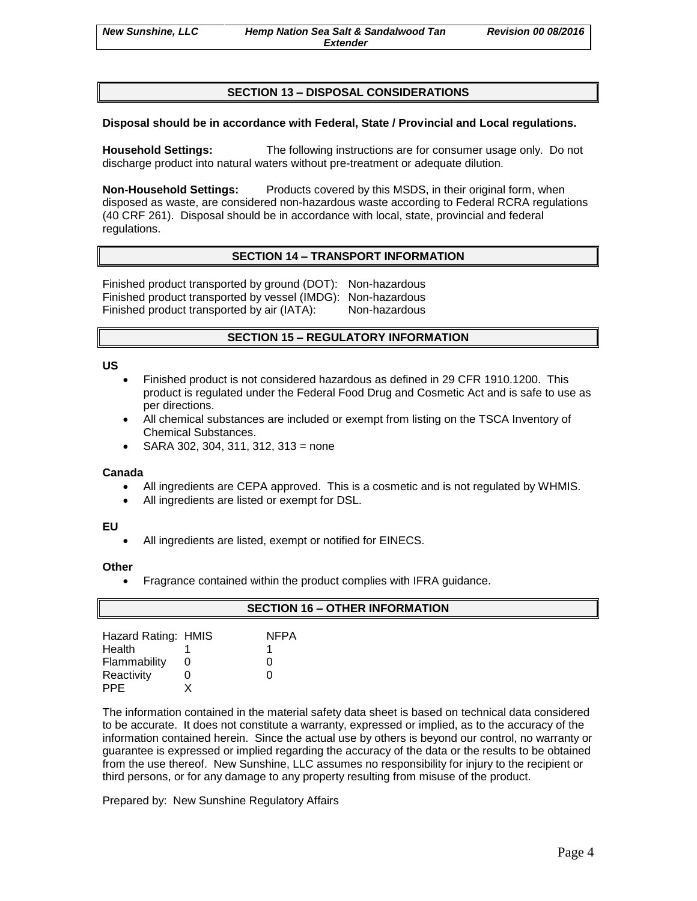## SECTION 13 – DISPOSAL CONSIDERATIONS

**Disposal should be in accordance with Federal, State / Provincial and Local regulations.**

**Household Settings:** The following instructions are for consumer usage only. Do not discharge product into natural waters without pre-treatment or adequate dilution.

**Non-Household Settings:** Products covered by this MSDS, in their original form, when disposed as waste, are considered non-hazardous waste according to Federal RCRA regulations (40 CRF 261). Disposal should be in accordance with local, state, provincial and federal regulations.

## SECTION 14 – TRANSPORT INFORMATION

| | |
|---|---|
| Finished product transported by ground (DOT): | Non-hazardous |
| Finished product transported by vessel (IMDG): | Non-hazardous |
| Finished product transported by air (IATA): | Non-hazardous |

## SECTION 15 – REGULATORY INFORMATION

**US**

- Finished product is not considered hazardous as defined in 29 CFR 1910.1200. This product is regulated under the Federal Food Drug and Cosmetic Act and is safe to use as per directions.
- All chemical substances are included or exempt from listing on the TSCA Inventory of Chemical Substances.
- SARA 302, 304, 311, 312, 313 = none

**Canada**

- All ingredients are CEPA approved. This is a cosmetic and is not regulated by WHMIS.
- All ingredients are listed or exempt for DSL.

**EU**

- All ingredients are listed, exempt or notified for EINECS.

**Other**

- Fragrance contained within the product complies with IFRA guidance.

## SECTION 16 – OTHER INFORMATION

| Hazard Rating: | HMIS | NFPA |
|---|---|---|
| Health | 1 | 1 |
| Flammability | 0 | 0 |
| Reactivity | 0 | 0 |
| PPE | X | |

The information contained in the material safety data sheet is based on technical data considered to be accurate. It does not constitute a warranty, expressed or implied, as to the accuracy of the information contained herein. Since the actual use by others is beyond our control, no warranty or guarantee is expressed or implied regarding the accuracy of the data or the results to be obtained from the use thereof. New Sunshine, LLC assumes no responsibility for injury to the recipient or third persons, or for any damage to any property resulting from misuse of the product.

Prepared by: New Sunshine Regulatory Affairs